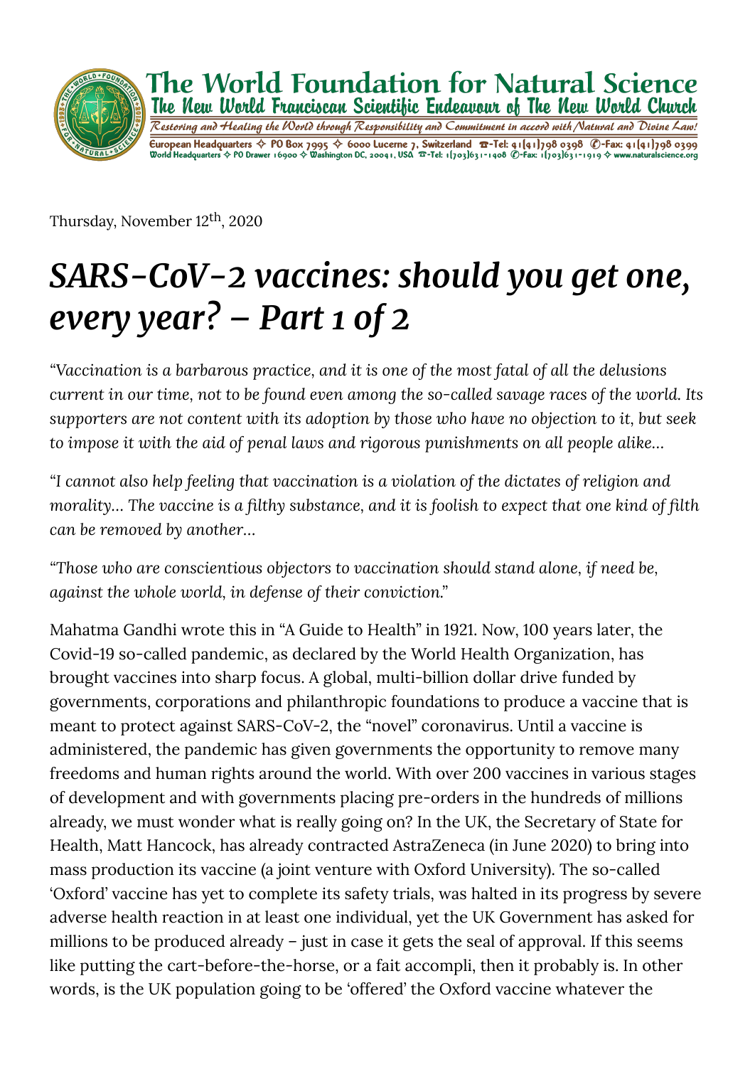# The World Foundation for Natural Science

**The New World Franciscan Scientific Endeavour of The New World Church**

*Restoring and Healing the World through Responsibility and Commitment in accord with Natural and Divine Law!*

European Headquarters ✧ PO Box 7995 ✧ 6000 Lucerne 7, Switzerland ☎-Tel: 41(41)798 0398 ✆-Fax: 41(41)798 0399
World Headquarters ✧ PO Drawer 16900 ✧ Washington DC, 20041, USA ☎-Tel: 1(703)631-1408 ✆-Fax: 1(703)631-1919 ✧ www.naturalscience.org

Thursday, November 12th, 2020

# *SARS-CoV-2 vaccines: should you get one, every year? – Part 1 of 2*

*"Vaccination is a barbarous practice, and it is one of the most fatal of all the delusions current in our time, not to be found even among the so-called savage races of the world. Its supporters are not content with its adoption by those who have no objection to it, but seek to impose it with the aid of penal laws and rigorous punishments on all people alike…*

*"I cannot also help feeling that vaccination is a violation of the dictates of religion and morality… The vaccine is a filthy substance, and it is foolish to expect that one kind of filth can be removed by another…*

*"Those who are conscientious objectors to vaccination should stand alone, if need be, against the whole world, in defense of their conviction."*

Mahatma Gandhi wrote this in "A Guide to Health" in 1921. Now, 100 years later, the Covid-19 so-called pandemic, as declared by the World Health Organization, has brought vaccines into sharp focus. A global, multi-billion dollar drive funded by governments, corporations and philanthropic foundations to produce a vaccine that is meant to protect against SARS-CoV-2, the "novel" coronavirus. Until a vaccine is administered, the pandemic has given governments the opportunity to remove many freedoms and human rights around the world. With over 200 vaccines in various stages of development and with governments placing pre-orders in the hundreds of millions already, we must wonder what is really going on? In the UK, the Secretary of State for Health, Matt Hancock, has already contracted AstraZeneca (in June 2020) to bring into mass production its vaccine (a joint venture with Oxford University). The so-called 'Oxford' vaccine has yet to complete its safety trials, was halted in its progress by severe adverse health reaction in at least one individual, yet the UK Government has asked for millions to be produced already – just in case it gets the seal of approval. If this seems like putting the cart-before-the-horse, or a fait accompli, then it probably is. In other words, is the UK population going to be 'offered' the Oxford vaccine whatever the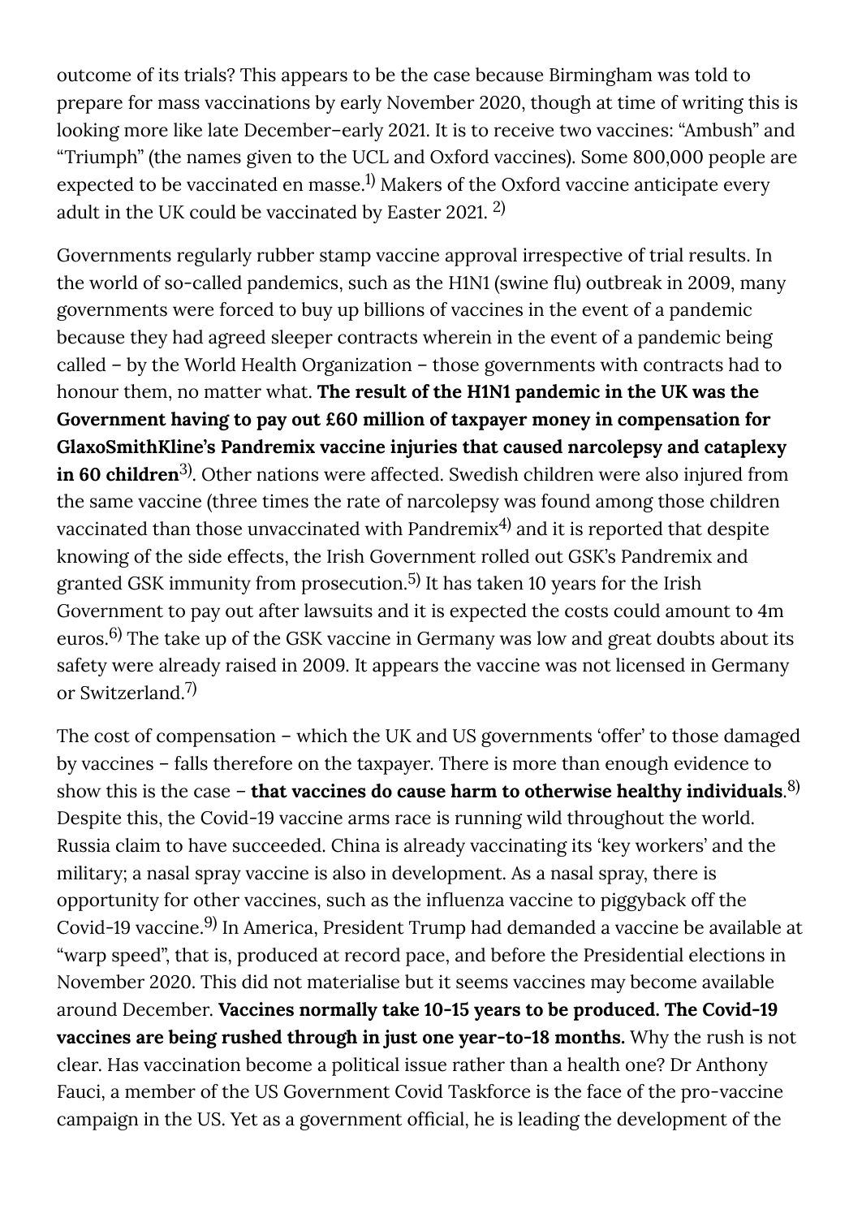outcome of its trials? This appears to be the case because Birmingham was told to prepare for mass vaccinations by early November 2020, though at time of writing this is looking more like late December–early 2021. It is to receive two vaccines: "Ambush" and "Triumph" (the names given to the UCL and Oxford vaccines). Some 800,000 people are expected to be vaccinated en masse.[1)] Makers of the Oxford vaccine anticipate every adult in the UK could be vaccinated by Easter 2021. [2)]

Governments regularly rubber stamp vaccine approval irrespective of trial results. In the world of so-called pandemics, such as the H1N1 (swine flu) outbreak in 2009, many governments were forced to buy up billions of vaccines in the event of a pandemic because they had agreed sleeper contracts wherein in the event of a pandemic being called – by the World Health Organization – those governments with contracts had to honour them, no matter what. **The result of the H1N1 pandemic in the UK was the Government having to pay out £60 million of taxpayer money in compensation for GlaxoSmithKline's Pandremix vaccine injuries that caused narcolepsy and cataplexy in 60 children**[3)]. Other nations were affected. Swedish children were also injured from the same vaccine (three times the rate of narcolepsy was found among those children vaccinated than those unvaccinated with Pandremix[4)] and it is reported that despite knowing of the side effects, the Irish Government rolled out GSK's Pandremix and granted GSK immunity from prosecution.[5)] It has taken 10 years for the Irish Government to pay out after lawsuits and it is expected the costs could amount to 4m euros.[6)] The take up of the GSK vaccine in Germany was low and great doubts about its safety were already raised in 2009. It appears the vaccine was not licensed in Germany or Switzerland.[7)]

The cost of compensation – which the UK and US governments 'offer' to those damaged by vaccines – falls therefore on the taxpayer. There is more than enough evidence to show this is the case – **that vaccines do cause harm to otherwise healthy individuals**.[8)] Despite this, the Covid-19 vaccine arms race is running wild throughout the world. Russia claim to have succeeded. China is already vaccinating its 'key workers' and the military; a nasal spray vaccine is also in development. As a nasal spray, there is opportunity for other vaccines, such as the influenza vaccine to piggyback off the Covid-19 vaccine.[9)] In America, President Trump had demanded a vaccine be available at "warp speed", that is, produced at record pace, and before the Presidential elections in November 2020. This did not materialise but it seems vaccines may become available around December. **Vaccines normally take 10-15 years to be produced. The Covid-19 vaccines are being rushed through in just one year-to-18 months.** Why the rush is not clear. Has vaccination become a political issue rather than a health one? Dr Anthony Fauci, a member of the US Government Covid Taskforce is the face of the pro-vaccine campaign in the US. Yet as a government official, he is leading the development of the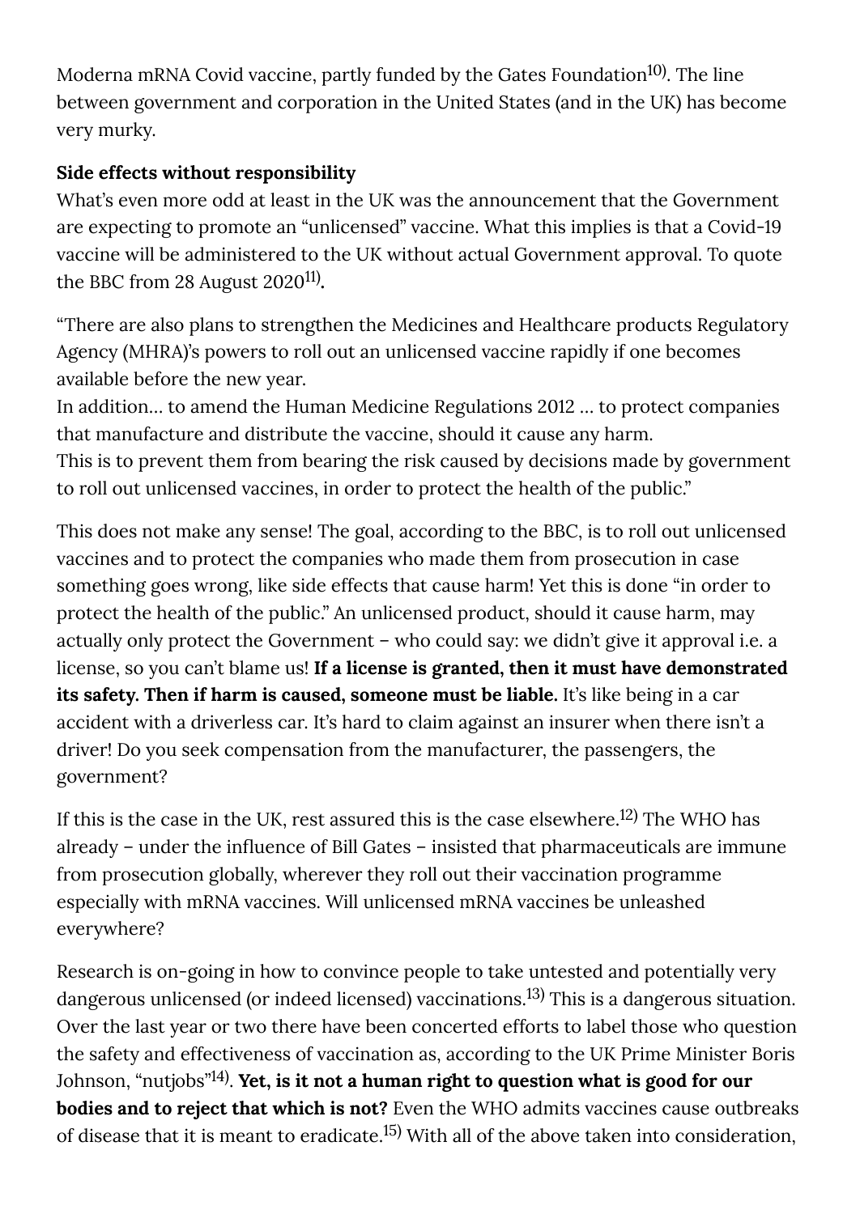Moderna mRNA Covid vaccine, partly funded by the Gates Foundation[10]. The line between government and corporation in the United States (and in the UK) has become very murky.

**Side effects without responsibility**

What's even more odd at least in the UK was the announcement that the Government are expecting to promote an "unlicensed" vaccine. What this implies is that a Covid-19 vaccine will be administered to the UK without actual Government approval. To quote the BBC from 28 August 2020[11].

"There are also plans to strengthen the Medicines and Healthcare products Regulatory Agency (MHRA)'s powers to roll out an unlicensed vaccine rapidly if one becomes available before the new year.
In addition… to amend the Human Medicine Regulations 2012 … to protect companies that manufacture and distribute the vaccine, should it cause any harm.
This is to prevent them from bearing the risk caused by decisions made by government to roll out unlicensed vaccines, in order to protect the health of the public."

This does not make any sense! The goal, according to the BBC, is to roll out unlicensed vaccines and to protect the companies who made them from prosecution in case something goes wrong, like side effects that cause harm! Yet this is done "in order to protect the health of the public." An unlicensed product, should it cause harm, may actually only protect the Government – who could say: we didn't give it approval i.e. a license, so you can't blame us! **If a license is granted, then it must have demonstrated its safety. Then if harm is caused, someone must be liable.** It's like being in a car accident with a driverless car. It's hard to claim against an insurer when there isn't a driver! Do you seek compensation from the manufacturer, the passengers, the government?

If this is the case in the UK, rest assured this is the case elsewhere.[12] The WHO has already – under the influence of Bill Gates – insisted that pharmaceuticals are immune from prosecution globally, wherever they roll out their vaccination programme especially with mRNA vaccines. Will unlicensed mRNA vaccines be unleashed everywhere?

Research is on-going in how to convince people to take untested and potentially very dangerous unlicensed (or indeed licensed) vaccinations.[13] This is a dangerous situation. Over the last year or two there have been concerted efforts to label those who question the safety and effectiveness of vaccination as, according to the UK Prime Minister Boris Johnson, "nutjobs"[14]. **Yet, is it not a human right to question what is good for our bodies and to reject that which is not?** Even the WHO admits vaccines cause outbreaks of disease that it is meant to eradicate.[15] With all of the above taken into consideration,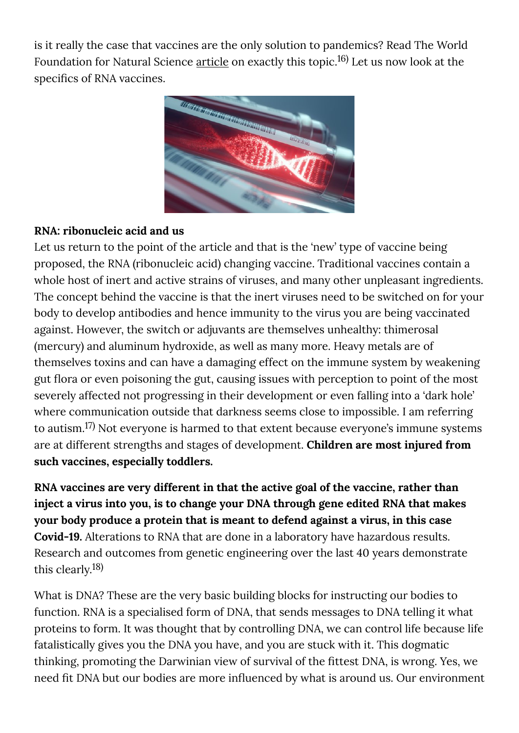is it really the case that vaccines are the only solution to pandemics? Read The World Foundation for Natural Science article on exactly this topic.[16] Let us now look at the specifics of RNA vaccines.

**RNA: ribonucleic acid and us**

Let us return to the point of the article and that is the 'new' type of vaccine being proposed, the RNA (ribonucleic acid) changing vaccine. Traditional vaccines contain a whole host of inert and active strains of viruses, and many other unpleasant ingredients. The concept behind the vaccine is that the inert viruses need to be switched on for your body to develop antibodies and hence immunity to the virus you are being vaccinated against. However, the switch or adjuvants are themselves unhealthy: thimerosal (mercury) and aluminum hydroxide, as well as many more. Heavy metals are of themselves toxins and can have a damaging effect on the immune system by weakening gut flora or even poisoning the gut, causing issues with perception to point of the most severely affected not progressing in their development or even falling into a 'dark hole' where communication outside that darkness seems close to impossible. I am referring to autism.[17] Not everyone is harmed to that extent because everyone's immune systems are at different strengths and stages of development. **Children are most injured from such vaccines, especially toddlers.**

**RNA vaccines are very different in that the active goal of the vaccine, rather than inject a virus into you, is to change your DNA through gene edited RNA that makes your body produce a protein that is meant to defend against a virus, in this case Covid-19.** Alterations to RNA that are done in a laboratory have hazardous results. Research and outcomes from genetic engineering over the last 40 years demonstrate this clearly.[18]

What is DNA? These are the very basic building blocks for instructing our bodies to function. RNA is a specialised form of DNA, that sends messages to DNA telling it what proteins to form. It was thought that by controlling DNA, we can control life because life fatalistically gives you the DNA you have, and you are stuck with it. This dogmatic thinking, promoting the Darwinian view of survival of the fittest DNA, is wrong. Yes, we need fit DNA but our bodies are more influenced by what is around us. Our environment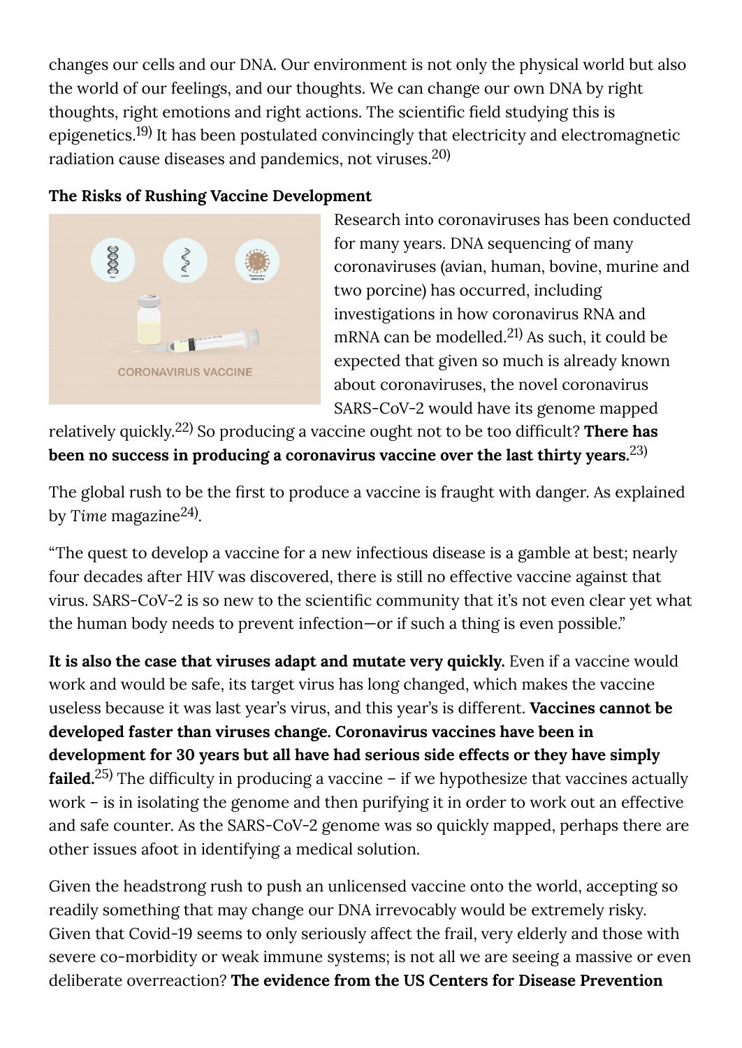changes our cells and our DNA. Our environment is not only the physical world but also the world of our feelings, and our thoughts. We can change our own DNA by right thoughts, right emotions and right actions. The scientific field studying this is epigenetics.[19] It has been postulated convincingly that electricity and electromagnetic radiation cause diseases and pandemics, not viruses.[20]

**The Risks of Rushing Vaccine Development**

Research into coronaviruses has been conducted for many years. DNA sequencing of many coronaviruses (avian, human, bovine, murine and two porcine) has occurred, including investigations in how coronavirus RNA and mRNA can be modelled.[21] As such, it could be expected that given so much is already known about coronaviruses, the novel coronavirus SARS-CoV-2 would have its genome mapped relatively quickly.[22] So producing a vaccine ought not to be too difficult? **There has been no success in producing a coronavirus vaccine over the last thirty years.**[23]

The global rush to be the first to produce a vaccine is fraught with danger. As explained by *Time* magazine[24].

"The quest to develop a vaccine for a new infectious disease is a gamble at best; nearly four decades after HIV was discovered, there is still no effective vaccine against that virus. SARS-CoV-2 is so new to the scientific community that it's not even clear yet what the human body needs to prevent infection—or if such a thing is even possible."

**It is also the case that viruses adapt and mutate very quickly.** Even if a vaccine would work and would be safe, its target virus has long changed, which makes the vaccine useless because it was last year's virus, and this year's is different. **Vaccines cannot be developed faster than viruses change. Coronavirus vaccines have been in development for 30 years but all have had serious side effects or they have simply failed.**[25] The difficulty in producing a vaccine – if we hypothesize that vaccines actually work – is in isolating the genome and then purifying it in order to work out an effective and safe counter. As the SARS-CoV-2 genome was so quickly mapped, perhaps there are other issues afoot in identifying a medical solution.

Given the headstrong rush to push an unlicensed vaccine onto the world, accepting so readily something that may change our DNA irrevocably would be extremely risky. Given that Covid-19 seems to only seriously affect the frail, very elderly and those with severe co-morbidity or weak immune systems; is not all we are seeing a massive or even deliberate overreaction? **The evidence from the US Centers for Disease Prevention**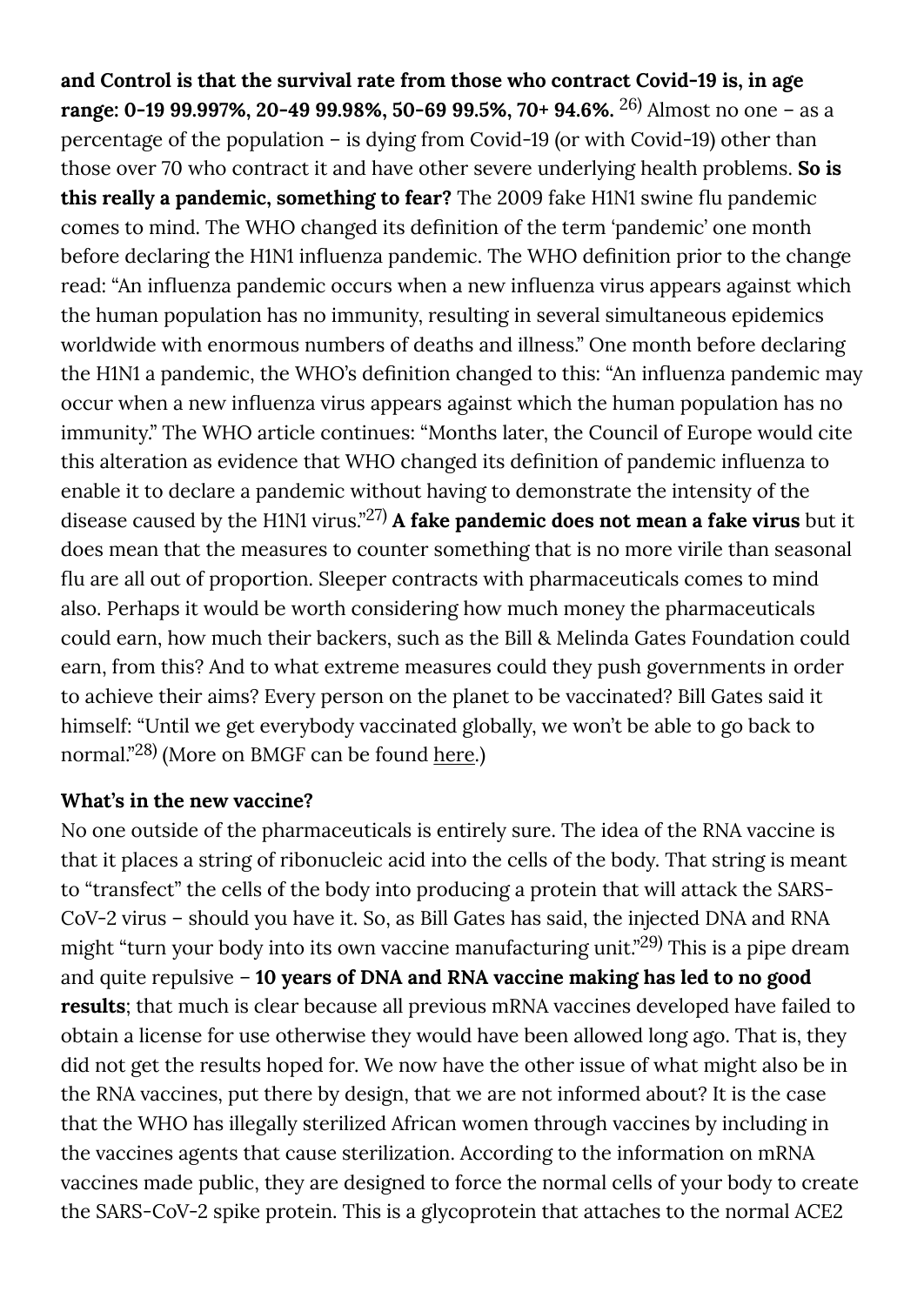**and Control is that the survival rate from those who contract Covid-19 is, in age range: 0-19 99.997%, 20-49 99.98%, 50-69 99.5%, 70+ 94.6%.** [26] Almost no one – as a percentage of the population – is dying from Covid-19 (or with Covid-19) other than those over 70 who contract it and have other severe underlying health problems. **So is this really a pandemic, something to fear?** The 2009 fake H1N1 swine flu pandemic comes to mind. The WHO changed its definition of the term 'pandemic' one month before declaring the H1N1 influenza pandemic. The WHO definition prior to the change read: "An influenza pandemic occurs when a new influenza virus appears against which the human population has no immunity, resulting in several simultaneous epidemics worldwide with enormous numbers of deaths and illness." One month before declaring the H1N1 a pandemic, the WHO's definition changed to this: "An influenza pandemic may occur when a new influenza virus appears against which the human population has no immunity." The WHO article continues: "Months later, the Council of Europe would cite this alteration as evidence that WHO changed its definition of pandemic influenza to enable it to declare a pandemic without having to demonstrate the intensity of the disease caused by the H1N1 virus."[27] **A fake pandemic does not mean a fake virus** but it does mean that the measures to counter something that is no more virile than seasonal flu are all out of proportion. Sleeper contracts with pharmaceuticals comes to mind also. Perhaps it would be worth considering how much money the pharmaceuticals could earn, how much their backers, such as the Bill & Melinda Gates Foundation could earn, from this? And to what extreme measures could they push governments in order to achieve their aims? Every person on the planet to be vaccinated? Bill Gates said it himself: "Until we get everybody vaccinated globally, we won't be able to go back to normal."[28] (More on BMGF can be found here.)

**What's in the new vaccine?**

No one outside of the pharmaceuticals is entirely sure. The idea of the RNA vaccine is that it places a string of ribonucleic acid into the cells of the body. That string is meant to "transfect" the cells of the body into producing a protein that will attack the SARS-CoV-2 virus – should you have it. So, as Bill Gates has said, the injected DNA and RNA might "turn your body into its own vaccine manufacturing unit."[29] This is a pipe dream and quite repulsive – **10 years of DNA and RNA vaccine making has led to no good results**; that much is clear because all previous mRNA vaccines developed have failed to obtain a license for use otherwise they would have been allowed long ago. That is, they did not get the results hoped for. We now have the other issue of what might also be in the RNA vaccines, put there by design, that we are not informed about? It is the case that the WHO has illegally sterilized African women through vaccines by including in the vaccines agents that cause sterilization. According to the information on mRNA vaccines made public, they are designed to force the normal cells of your body to create the SARS-CoV-2 spike protein. This is a glycoprotein that attaches to the normal ACE2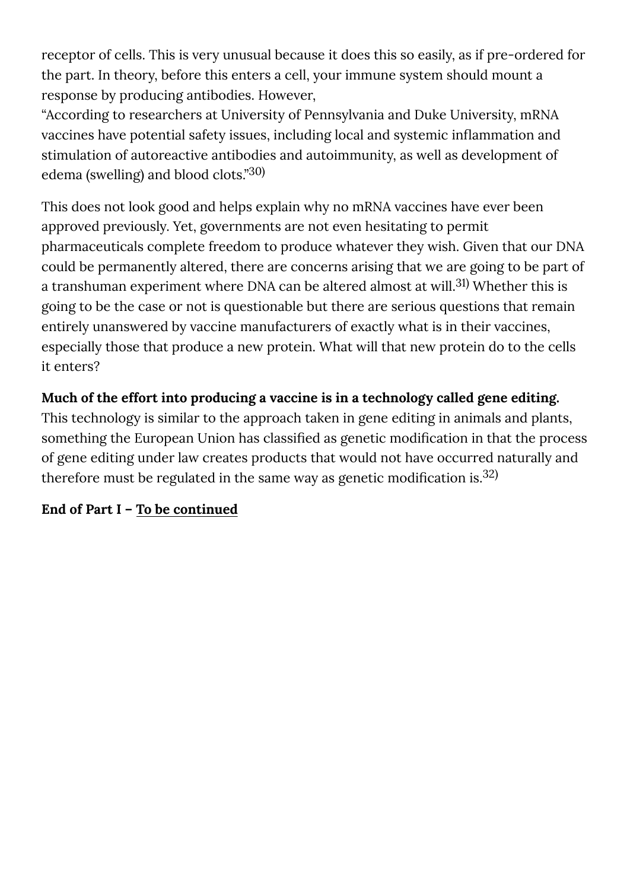receptor of cells. This is very unusual because it does this so easily, as if pre-ordered for the part. In theory, before this enters a cell, your immune system should mount a response by producing antibodies. However,

"According to researchers at University of Pennsylvania and Duke University, mRNA vaccines have potential safety issues, including local and systemic inflammation and stimulation of autoreactive antibodies and autoimmunity, as well as development of edema (swelling) and blood clots."[30)]

This does not look good and helps explain why no mRNA vaccines have ever been approved previously. Yet, governments are not even hesitating to permit pharmaceuticals complete freedom to produce whatever they wish. Given that our DNA could be permanently altered, there are concerns arising that we are going to be part of a transhuman experiment where DNA can be altered almost at will.[31)] Whether this is going to be the case or not is questionable but there are serious questions that remain entirely unanswered by vaccine manufacturers of exactly what is in their vaccines, especially those that produce a new protein. What will that new protein do to the cells it enters?

**Much of the effort into producing a vaccine is in a technology called gene editing.** This technology is similar to the approach taken in gene editing in animals and plants, something the European Union has classified as genetic modification in that the process of gene editing under law creates products that would not have occurred naturally and therefore must be regulated in the same way as genetic modification is.[32)]

**End of Part I – To be continued**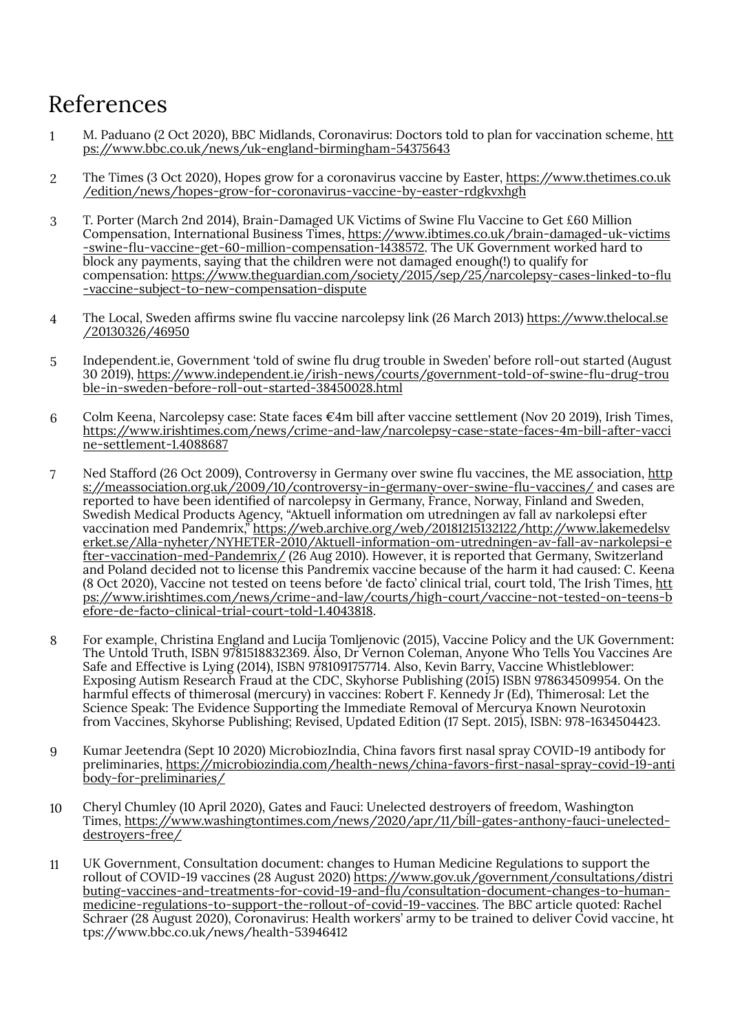# References

1. M. Paduano (2 Oct 2020), BBC Midlands, Coronavirus: Doctors told to plan for vaccination scheme, https://www.bbc.co.uk/news/uk-england-birmingham-54375643

2. The Times (3 Oct 2020), Hopes grow for a coronavirus vaccine by Easter, https://www.thetimes.co.uk/edition/news/hopes-grow-for-coronavirus-vaccine-by-easter-rdgkvxhgh

3. T. Porter (March 2nd 2014), Brain-Damaged UK Victims of Swine Flu Vaccine to Get £60 Million Compensation, International Business Times, https://www.ibtimes.co.uk/brain-damaged-uk-victims-swine-flu-vaccine-get-60-million-compensation-1438572. The UK Government worked hard to block any payments, saying that the children were not damaged enough(!) to qualify for compensation: https://www.theguardian.com/society/2015/sep/25/narcolepsy-cases-linked-to-flu-vaccine-subject-to-new-compensation-dispute

4. The Local, Sweden affirms swine flu vaccine narcolepsy link (26 March 2013) https://www.thelocal.se/20130326/46950

5. Independent.ie, Government 'told of swine flu drug trouble in Sweden' before roll-out started (August 30 2019), https://www.independent.ie/irish-news/courts/government-told-of-swine-flu-drug-trouble-in-sweden-before-roll-out-started-38450028.html

6. Colm Keena, Narcolepsy case: State faces €4m bill after vaccine settlement (Nov 20 2019), Irish Times, https://www.irishtimes.com/news/crime-and-law/narcolepsy-case-state-faces-4m-bill-after-vaccine-settlement-1.4088687

7. Ned Stafford (26 Oct 2009), Controversy in Germany over swine flu vaccines, the ME association, https://meassociation.org.uk/2009/10/controversy-in-germany-over-swine-flu-vaccines/ and cases are reported to have been identified of narcolepsy in Germany, France, Norway, Finland and Sweden, Swedish Medical Products Agency, "Aktuell information om utredningen av fall av narkolepsi efter vaccination med Pandemrix," https://web.archive.org/web/20181215132122/http://www.lakemedelsverket.se/Alla-nyheter/NYHETER-2010/Aktuell-information-om-utredningen-av-fall-av-narkolepsi-efter-vaccination-med-Pandemrix/ (26 Aug 2010). However, it is reported that Germany, Switzerland and Poland decided not to license this Pandremix vaccine because of the harm it had caused: C. Keena (8 Oct 2020), Vaccine not tested on teens before 'de facto' clinical trial, court told, The Irish Times, https://www.irishtimes.com/news/crime-and-law/courts/high-court/vaccine-not-tested-on-teens-before-de-facto-clinical-trial-court-told-1.4043818.

8. For example, Christina England and Lucija Tomljenovic (2015), Vaccine Policy and the UK Government: The Untold Truth, ISBN 9781518832369. Also, Dr Vernon Coleman, Anyone Who Tells You Vaccines Are Safe and Effective is Lying (2014), ISBN 9781091757714. Also, Kevin Barry, Vaccine Whistleblower: Exposing Autism Research Fraud at the CDC, Skyhorse Publishing (2015) ISBN 978634509954. On the harmful effects of thimerosal (mercury) in vaccines: Robert F. Kennedy Jr (Ed), Thimerosal: Let the Science Speak: The Evidence Supporting the Immediate Removal of Mercurya Known Neurotoxin from Vaccines, Skyhorse Publishing; Revised, Updated Edition (17 Sept. 2015), ISBN: 978-1634504423.

9. Kumar Jeetendra (Sept 10 2020) MicrobiozIndia, China favors first nasal spray COVID-19 antibody for preliminaries, https://microbiozindia.com/health-news/china-favors-first-nasal-spray-covid-19-antibody-for-preliminaries/

10. Cheryl Chumley (10 April 2020), Gates and Fauci: Unelected destroyers of freedom, Washington Times, https://www.washingtontimes.com/news/2020/apr/11/bill-gates-anthony-fauci-unelected-destroyers-free/

11. UK Government, Consultation document: changes to Human Medicine Regulations to support the rollout of COVID-19 vaccines (28 August 2020) https://www.gov.uk/government/consultations/distributing-vaccines-and-treatments-for-covid-19-and-flu/consultation-document-changes-to-human-medicine-regulations-to-support-the-rollout-of-covid-19-vaccines. The BBC article quoted: Rachel Schraer (28 August 2020), Coronavirus: Health workers' army to be trained to deliver Covid vaccine, https://www.bbc.co.uk/news/health-53946412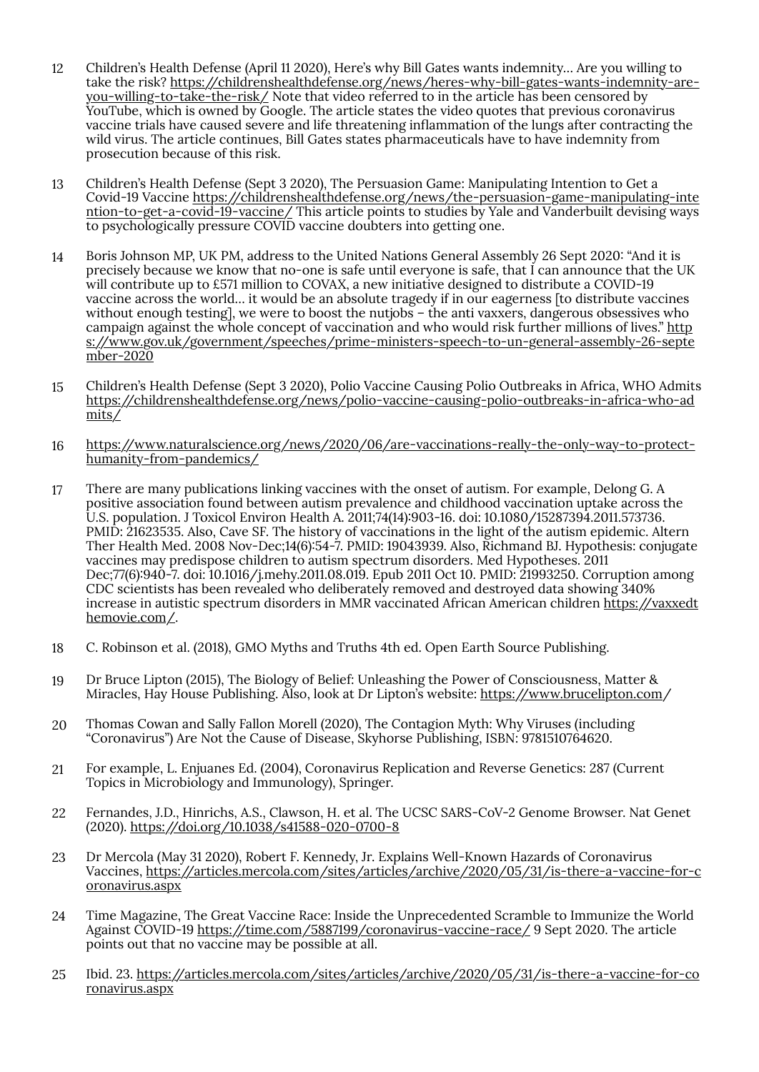12. Children's Health Defense (April 11 2020), Here's why Bill Gates wants indemnity… Are you willing to take the risk? https://childrenshealthdefense.org/news/heres-why-bill-gates-wants-indemnity-are-you-willing-to-take-the-risk/ Note that video referred to in the article has been censored by YouTube, which is owned by Google. The article states the video quotes that previous coronavirus vaccine trials have caused severe and life threatening inflammation of the lungs after contracting the wild virus. The article continues, Bill Gates states pharmaceuticals have to have indemnity from prosecution because of this risk.

13. Children's Health Defense (Sept 3 2020), The Persuasion Game: Manipulating Intention to Get a Covid-19 Vaccine https://childrenshealthdefense.org/news/the-persuasion-game-manipulating-intention-to-get-a-covid-19-vaccine/ This article points to studies by Yale and Vanderbuilt devising ways to psychologically pressure COVID vaccine doubters into getting one.

14. Boris Johnson MP, UK PM, address to the United Nations General Assembly 26 Sept 2020: "And it is precisely because we know that no-one is safe until everyone is safe, that I can announce that the UK will contribute up to £571 million to COVAX, a new initiative designed to distribute a COVID-19 vaccine across the world… it would be an absolute tragedy if in our eagerness [to distribute vaccines without enough testing], we were to boost the nutjobs – the anti vaxxers, dangerous obsessives who campaign against the whole concept of vaccination and who would risk further millions of lives." https://www.gov.uk/government/speeches/prime-ministers-speech-to-un-general-assembly-26-september-2020

15. Children's Health Defense (Sept 3 2020), Polio Vaccine Causing Polio Outbreaks in Africa, WHO Admits https://childrenshealthdefense.org/news/polio-vaccine-causing-polio-outbreaks-in-africa-who-admits/

16. https://www.naturalscience.org/news/2020/06/are-vaccinations-really-the-only-way-to-protect-humanity-from-pandemics/

17. There are many publications linking vaccines with the onset of autism. For example, Delong G. A positive association found between autism prevalence and childhood vaccination uptake across the U.S. population. J Toxicol Environ Health A. 2011;74(14):903-16. doi: 10.1080/15287394.2011.573736. PMID: 21623535. Also, Cave SF. The history of vaccinations in the light of the autism epidemic. Altern Ther Health Med. 2008 Nov-Dec;14(6):54-7. PMID: 19043939. Also, Richmand BJ. Hypothesis: conjugate vaccines may predispose children to autism spectrum disorders. Med Hypotheses. 2011 Dec;77(6):940-7. doi: 10.1016/j.mehy.2011.08.019. Epub 2011 Oct 10. PMID: 21993250. Corruption among CDC scientists has been revealed who deliberately removed and destroyed data showing 340% increase in autistic spectrum disorders in MMR vaccinated African American children https://vaxxedthemovie.com/.

18. C. Robinson et al. (2018), GMO Myths and Truths 4th ed. Open Earth Source Publishing.

19. Dr Bruce Lipton (2015), The Biology of Belief: Unleashing the Power of Consciousness, Matter & Miracles, Hay House Publishing. Also, look at Dr Lipton's website: https://www.brucelipton.com/

20. Thomas Cowan and Sally Fallon Morell (2020), The Contagion Myth: Why Viruses (including "Coronavirus") Are Not the Cause of Disease, Skyhorse Publishing, ISBN: 9781510764620.

21. For example, L. Enjuanes Ed. (2004), Coronavirus Replication and Reverse Genetics: 287 (Current Topics in Microbiology and Immunology), Springer.

22. Fernandes, J.D., Hinrichs, A.S., Clawson, H. et al. The UCSC SARS-CoV-2 Genome Browser. Nat Genet (2020). https://doi.org/10.1038/s41588-020-0700-8

23. Dr Mercola (May 31 2020), Robert F. Kennedy, Jr. Explains Well-Known Hazards of Coronavirus Vaccines, https://articles.mercola.com/sites/articles/archive/2020/05/31/is-there-a-vaccine-for-coronavirus.aspx

24. Time Magazine, The Great Vaccine Race: Inside the Unprecedented Scramble to Immunize the World Against COVID-19 https://time.com/5887199/coronavirus-vaccine-race/ 9 Sept 2020. The article points out that no vaccine may be possible at all.

25. Ibid. 23. https://articles.mercola.com/sites/articles/archive/2020/05/31/is-there-a-vaccine-for-coronavirus.aspx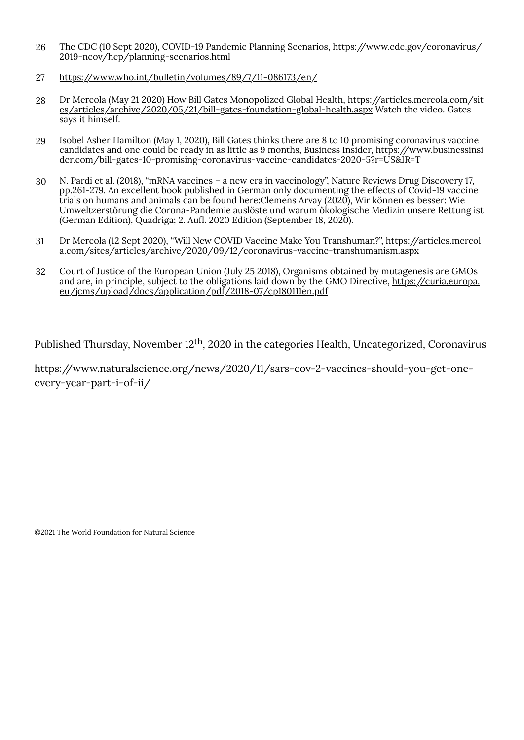26 The CDC (10 Sept 2020), COVID-19 Pandemic Planning Scenarios, https://www.cdc.gov/coronavirus/2019-ncov/hcp/planning-scenarios.html

27 https://www.who.int/bulletin/volumes/89/7/11-086173/en/

28 Dr Mercola (May 21 2020) How Bill Gates Monopolized Global Health, https://articles.mercola.com/sites/articles/archive/2020/05/21/bill-gates-foundation-global-health.aspx Watch the video. Gates says it himself.

29 Isobel Asher Hamilton (May 1, 2020), Bill Gates thinks there are 8 to 10 promising coronavirus vaccine candidates and one could be ready in as little as 9 months, Business Insider, https://www.businessinsider.com/bill-gates-10-promising-coronavirus-vaccine-candidates-2020-5?r=US&IR=T

30 N. Pardi et al. (2018), "mRNA vaccines – a new era in vaccinology", Nature Reviews Drug Discovery 17, pp.261-279. An excellent book published in German only documenting the effects of Covid-19 vaccine trials on humans and animals can be found here:Clemens Arvay (2020), Wir können es besser: Wie Umweltzerstörung die Corona-Pandemie auslöste und warum ökologische Medizin unsere Rettung ist (German Edition), Quadriga; 2. Aufl. 2020 Edition (September 18, 2020).

31 Dr Mercola (12 Sept 2020), "Will New COVID Vaccine Make You Transhuman?", https://articles.mercola.com/sites/articles/archive/2020/09/12/coronavirus-vaccine-transhumanism.aspx

32 Court of Justice of the European Union (July 25 2018), Organisms obtained by mutagenesis are GMOs and are, in principle, subject to the obligations laid down by the GMO Directive, https://curia.europa.eu/jcms/upload/docs/application/pdf/2018-07/cp180111en.pdf

Published Thursday, November 12th, 2020 in the categories Health, Uncategorized, Coronavirus

https://www.naturalscience.org/news/2020/11/sars-cov-2-vaccines-should-you-get-one-every-year-part-i-of-ii/

©2021 The World Foundation for Natural Science